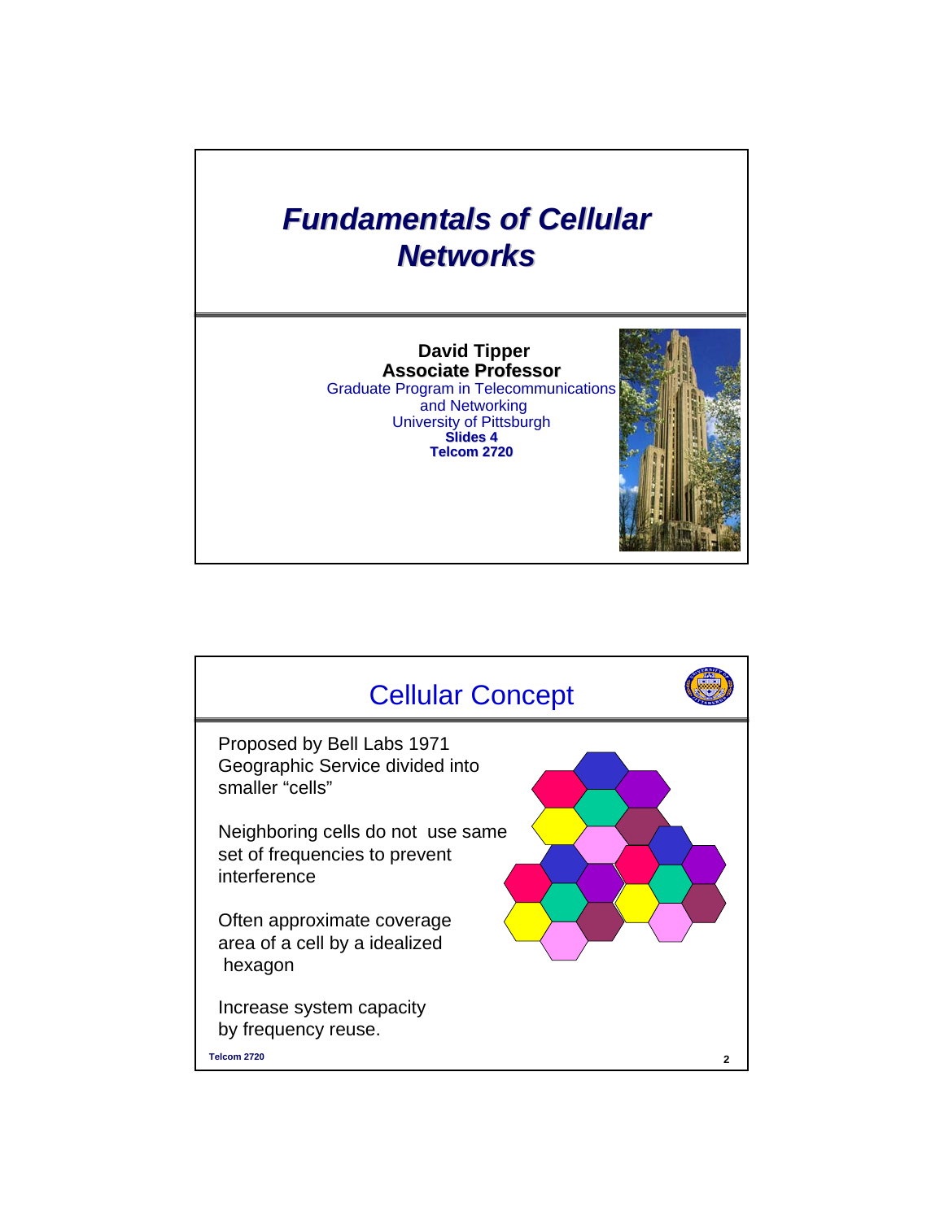# *Fundamentals of Cellular Networks*

**David Tipper**
**Associate Professor**
Graduate Program in Telecommunications and Networking
University of Pittsburgh
**Slides 4**
**Telcom 2720**

## Cellular Concept

Proposed by Bell Labs 1971
Geographic Service divided into smaller "cells"

Neighboring cells do not use same set of frequencies to prevent interference

Often approximate coverage area of a cell by a idealized hexagon

Increase system capacity by frequency reuse.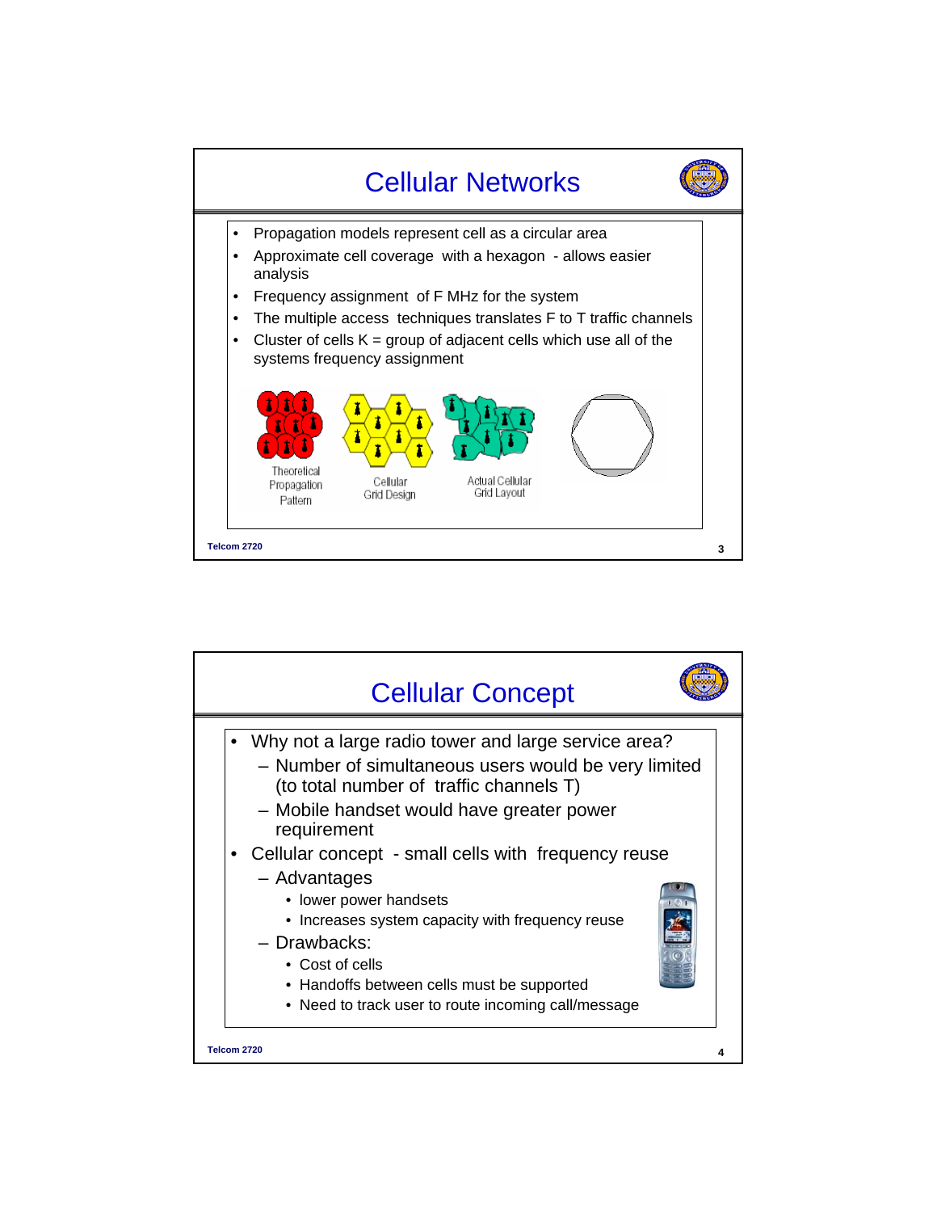# Cellular Networks

- Propagation models represent cell as a circular area
- Approximate cell coverage with a hexagon - allows easier analysis
- Frequency assignment of F MHz for the system
- The multiple access techniques translates F to T traffic channels
- Cluster of cells K = group of adjacent cells which use all of the systems frequency assignment

Theoretical Propagation Pattern

Cellular Grid Design

Actual Cellular Grid Layout

# Cellular Concept

- Why not a large radio tower and large service area?
  - Number of simultaneous users would be very limited (to total number of traffic channels T)
  - Mobile handset would have greater power requirement
- Cellular concept - small cells with frequency reuse
  - Advantages
    - lower power handsets
    - Increases system capacity with frequency reuse
  - Drawbacks:
    - Cost of cells
    - Handoffs between cells must be supported
    - Need to track user to route incoming call/message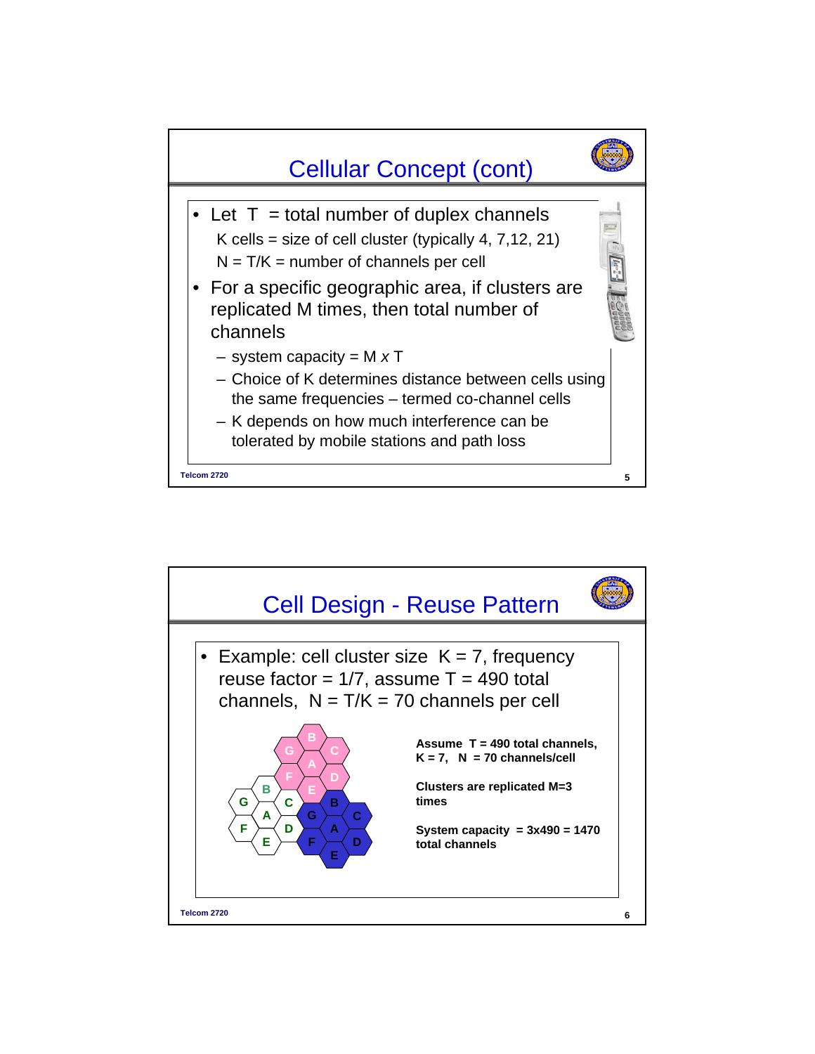# Cellular Concept (cont)

- Let T = total number of duplex channels

  K cells = size of cell cluster (typically 4, 7,12, 21)

  N = T/K = number of channels per cell

- For a specific geographic area, if clusters are replicated M times, then total number of channels
  - system capacity = M *x* T
  - Choice of K determines distance between cells using the same frequencies – termed co-channel cells
  - K depends on how much interference can be tolerated by mobile stations and path loss

# Cell Design - Reuse Pattern

- Example: cell cluster size K = 7, frequency reuse factor = 1/7, assume T = 490 total channels, N = T/K = 70 channels per cell

**Assume T = 490 total channels, K = 7, N = 70 channels/cell**

**Clusters are replicated M=3 times**

**System capacity = 3x490 = 1470 total channels**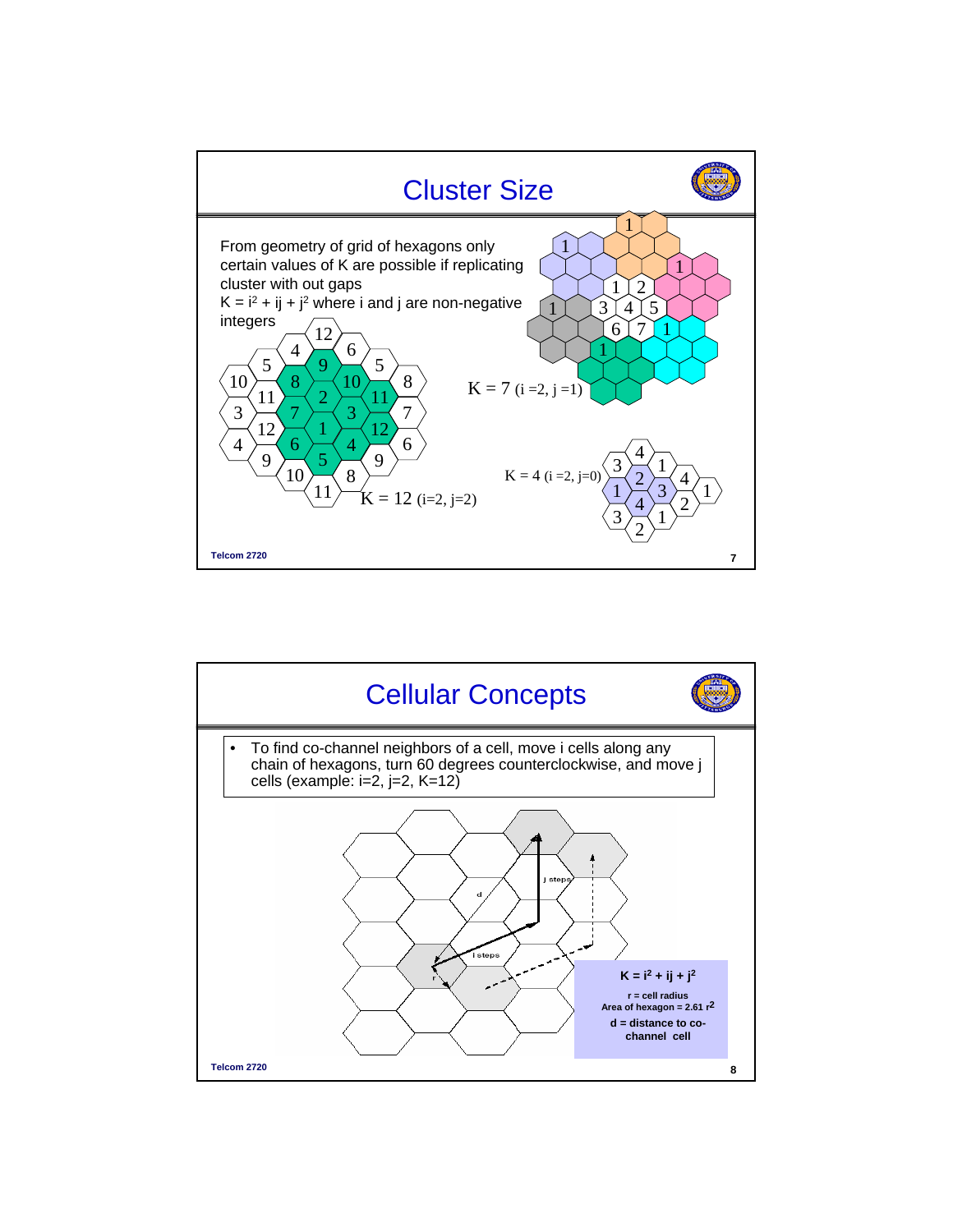# Cluster Size

From geometry of grid of hexagons only certain values of K are possible if replicating cluster with out gaps

$K = i^2 + ij + j^2$ where i and j are non-negative integers

K = 7 (i = 2, j = 1)

K = 4 (i = 2, j = 0)

K = 12 (i = 2, j = 2)

# Cellular Concepts

- To find co-channel neighbors of a cell, move i cells along any chain of hexagons, turn 60 degrees counterclockwise, and move j cells (example: i=2, j=2, K=12)

$K = i^2 + ij + j^2$

r = cell radius

Area of hexagon = 2.61 $r^2$

d = distance to co-channel cell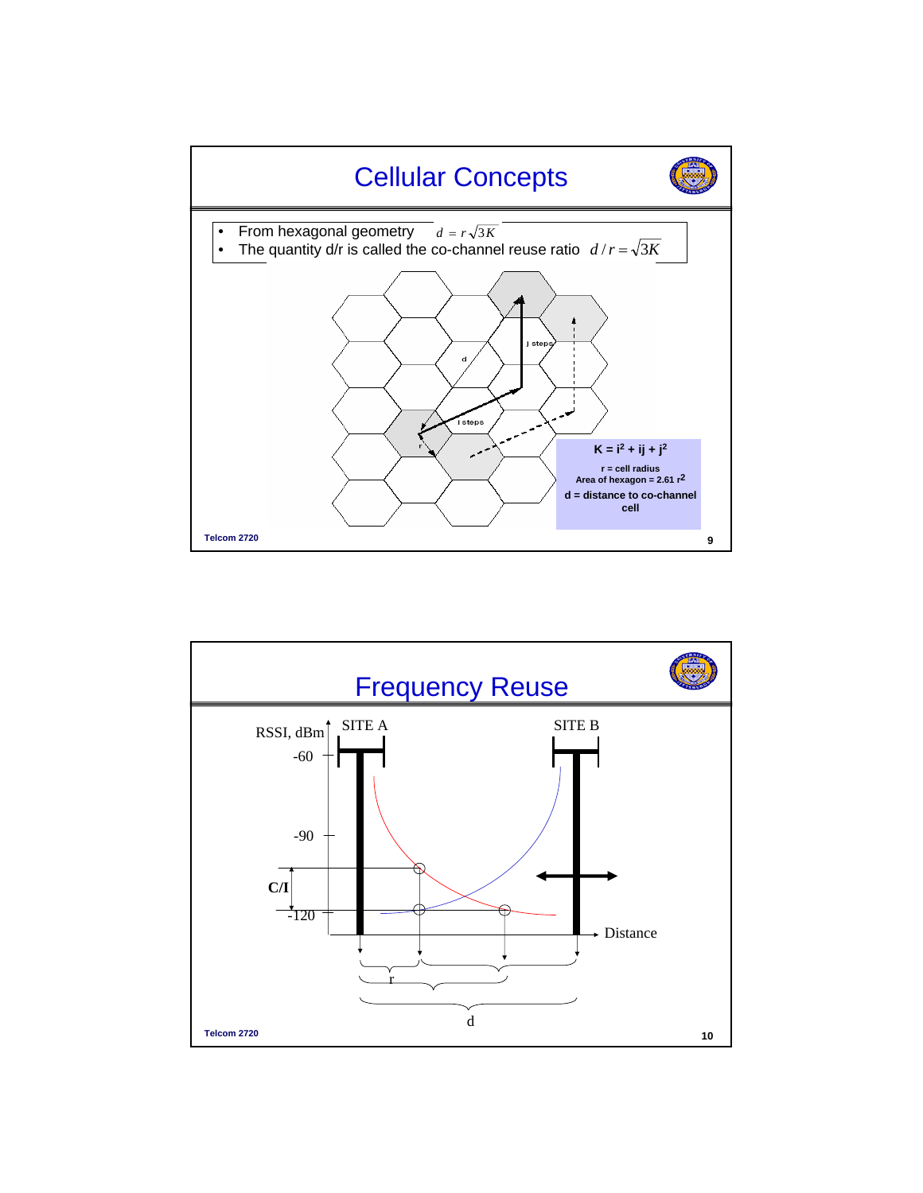# Cellular Concepts

- From hexagonal geometry $d = r\sqrt{3K}$
- The quantity d/r is called the co-channel reuse ratio $d/r = \sqrt{3K}$

$K = i^2 + ij + j^2$

r = cell radius

Area of hexagon = 2.61 $r^2$

d = distance to co-channel cell

# Frequency Reuse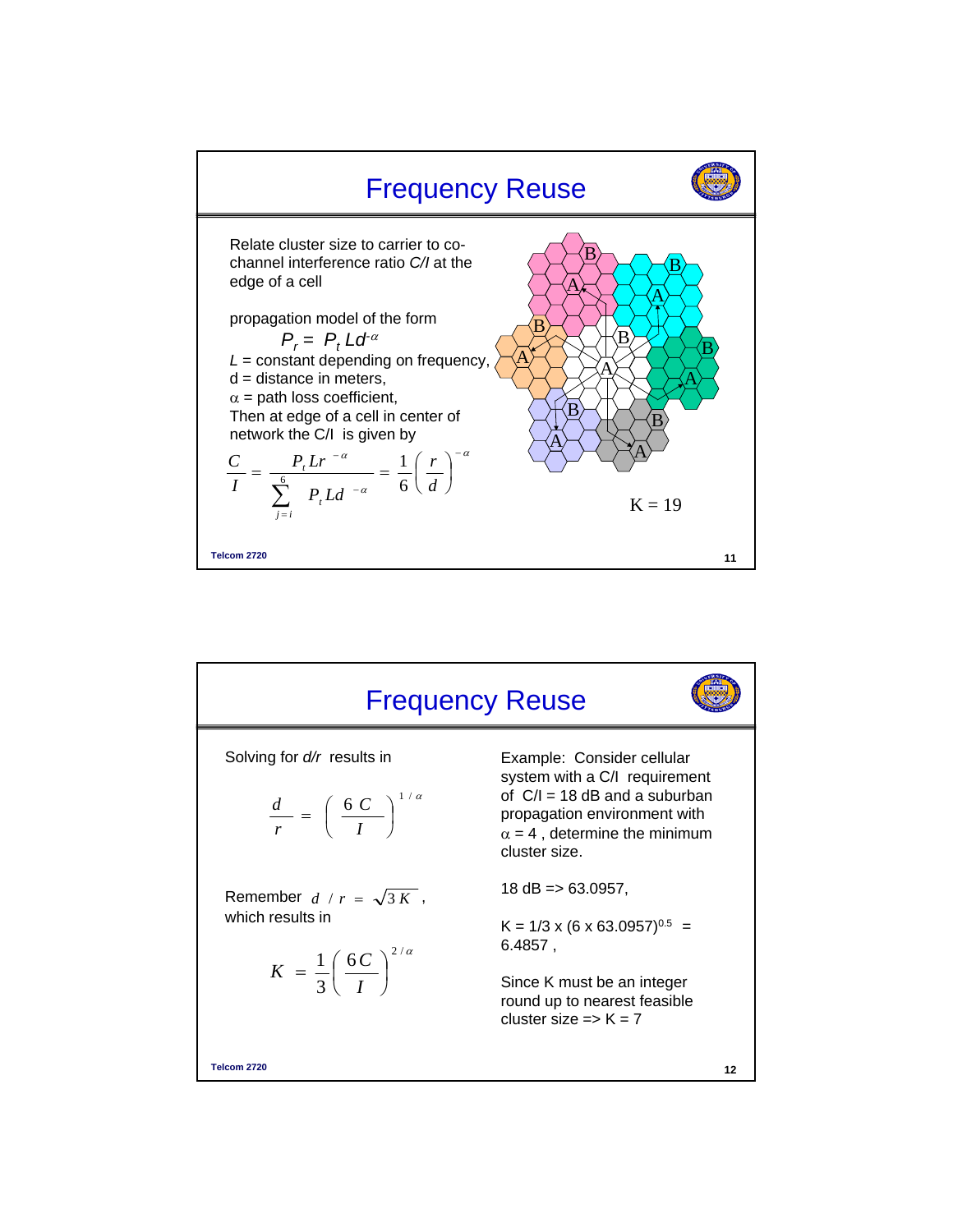# Frequency Reuse

Relate cluster size to carrier to co-channel interference ratio *C/I* at the edge of a cell

propagation model of the form

$$P_r = P_t L d^{-\alpha}$$

$L$ = constant depending on frequency,
d = distance in meters,
$\alpha$ = path loss coefficient,
Then at edge of a cell in center of network the C/I is given by

$$\frac{C}{I} = \frac{P_t L r^{-\alpha}}{\sum_{j=i}^{6} P_t L d^{-\alpha}} = \frac{1}{6}\left(\frac{r}{d}\right)^{-\alpha}$$

K = 19

# Frequency Reuse

Solving for *d/r* results in

$$\frac{d}{r} = \left(\frac{6\,C}{I}\right)^{1/\alpha}$$

Remember $d/r = \sqrt{3K}$, which results in

$$K = \frac{1}{3}\left(\frac{6C}{I}\right)^{2/\alpha}$$

Example: Consider cellular system with a C/I requirement of C/I = 18 dB and a suburban propagation environment with $\alpha = 4$, determine the minimum cluster size.

18 dB => 63.0957,

K = 1/3 x (6 x 63.0957)$^{0.5}$ = 6.4857 ,

Since K must be an integer round up to nearest feasible cluster size => K = 7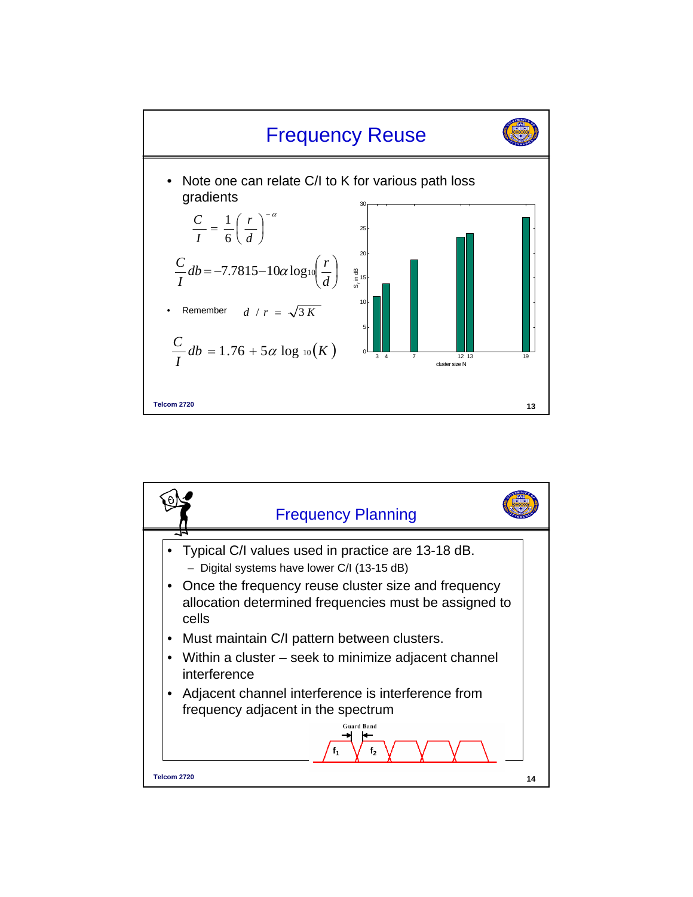# Frequency Reuse

- Note one can relate C/I to K for various path loss gradients

$$\frac{C}{I} = \frac{1}{6}\left(\frac{r}{d}\right)^{-\alpha}$$

$$\frac{C}{I} db = -7.7815 - 10\alpha \log_{10}\left(\frac{r}{d}\right)$$

- Remember $d / r = \sqrt{3K}$

$$\frac{C}{I} db = 1.76 + 5\alpha \log_{10}(K)$$

# Frequency Planning

- Typical C/I values used in practice are 13-18 dB.
  - Digital systems have lower C/I (13-15 dB)
- Once the frequency reuse cluster size and frequency allocation determined frequencies must be assigned to cells
- Must maintain C/I pattern between clusters.
- Within a cluster – seek to minimize adjacent channel interference
- Adjacent channel interference is interference from frequency adjacent in the spectrum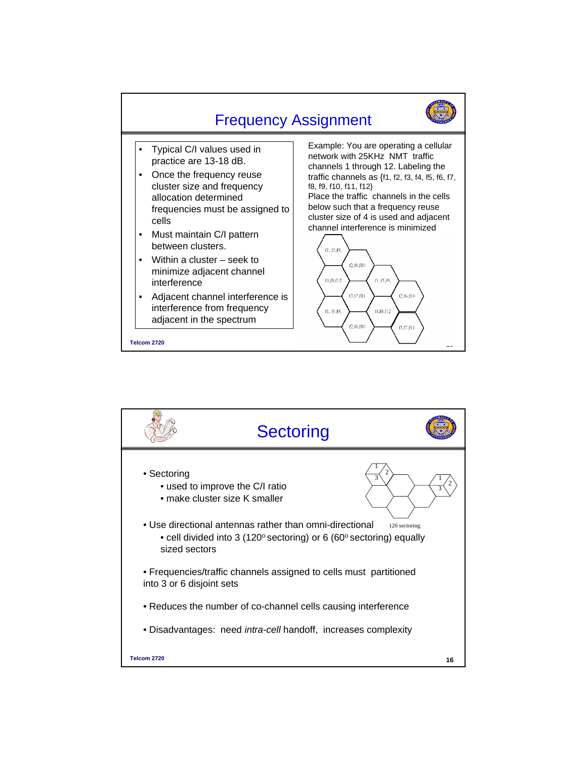## Frequency Assignment

- Typical C/I values used in practice are 13-18 dB.
- Once the frequency reuse cluster size and frequency allocation determined frequencies must be assigned to cells
- Must maintain C/I pattern between clusters.
- Within a cluster – seek to minimize adjacent channel interference
- Adjacent channel interference is interference from frequency adjacent in the spectrum

Example: You are operating a cellular network with 25KHz NMT traffic channels 1 through 12. Labeling the traffic channels as {f1, f2, f3, f4, f5, f6, f7, f8, f9, f10, f11, f12}

Place the traffic channels in the cells below such that a frequency reuse cluster size of 4 is used and adjacent channel interference is minimized

f1, f5,f9, | f2,f6,f10 | f4,f8,f12 | f1, f5,f9, | f3,f7,f11 | f2,f6,f10 | f1, f5,f9, | f4,f8,f12 | f2,f6,f10 | f3,f7,f11

## Sectoring

- Sectoring
  - used to improve the C/I ratio
  - make cluster size K smaller
- Use directional antennas rather than omni-directional
  - cell divided into 3 (120° sectoring) or 6 (60° sectoring) equally sized sectors
- Frequencies/traffic channels assigned to cells must partitioned into 3 or 6 disjoint sets
- Reduces the number of co-channel cells causing interference
- Disadvantages: need *intra-cell* handoff, increases complexity

120 sectoring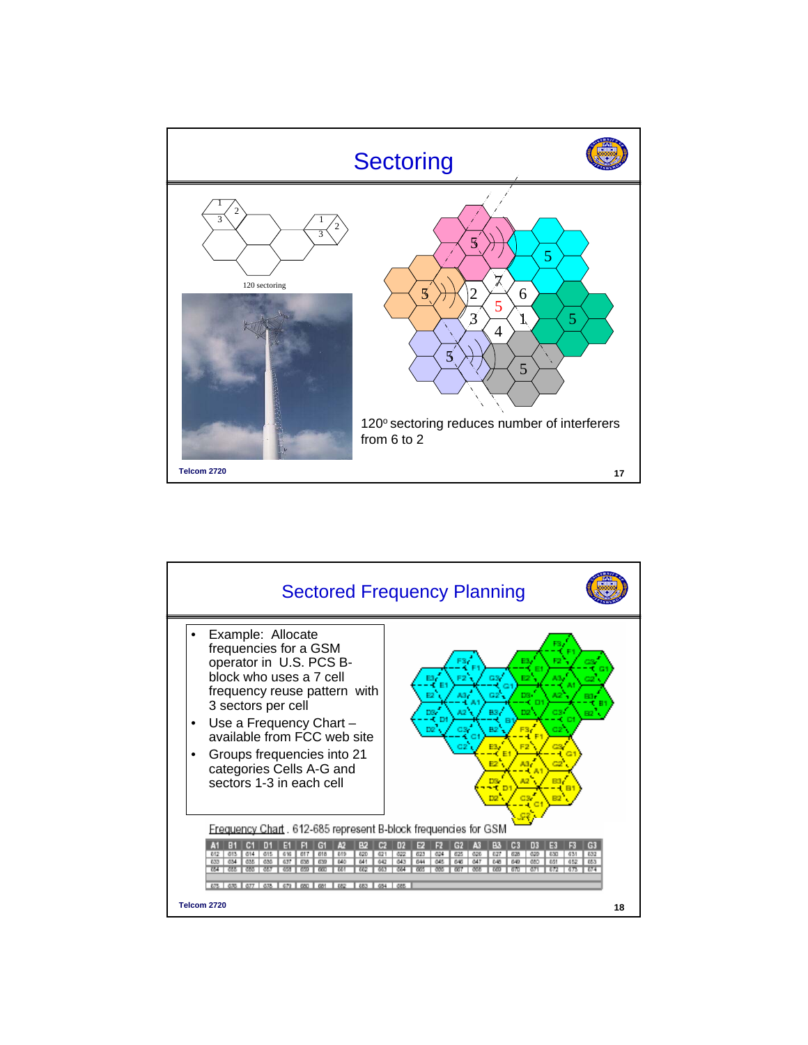# Sectoring

120 sectoring

120° sectoring reduces number of interferers from 6 to 2

# Sectored Frequency Planning

- Example: Allocate frequencies for a GSM operator in U.S. PCS B-block who uses a 7 cell frequency reuse pattern with 3 sectors per cell
- Use a Frequency Chart – available from FCC web site
- Groups frequencies into 21 categories Cells A-G and sectors 1-3 in each cell

Frequency Chart. 612-685 represent B-block frequencies for GSM

| A1 | B1 | C1 | D1 | E1 | F1 | G1 | A2 | B2 | C2 | D2 | E2 | F2 | G2 | A3 | B3 | C3 | D3 | E3 | F3 | G3 |
|---|---|---|---|---|---|---|---|---|---|---|---|---|---|---|---|---|---|---|---|---|
| 612 | 613 | 614 | 615 | 616 | 617 | 618 | 619 | 620 | 621 | 622 | 623 | 624 | 625 | 626 | 627 | 628 | 629 | 630 | 631 | 632 |
| 633 | 634 | 635 | 636 | 637 | 638 | 639 | 640 | 641 | 642 | 643 | 644 | 645 | 646 | 647 | 648 | 649 | 650 | 651 | 652 | 653 |
| 654 | 655 | 656 | 657 | 658 | 659 | 660 | 661 | 662 | 663 | 664 | 665 | 666 | 667 | 668 | 669 | 670 | 671 | 672 | 673 | 674 |
| 675 | 676 | 677 | 678 | 679 | 680 | 681 | 682 | 683 | 684 | 685 | | | | | | | | | | |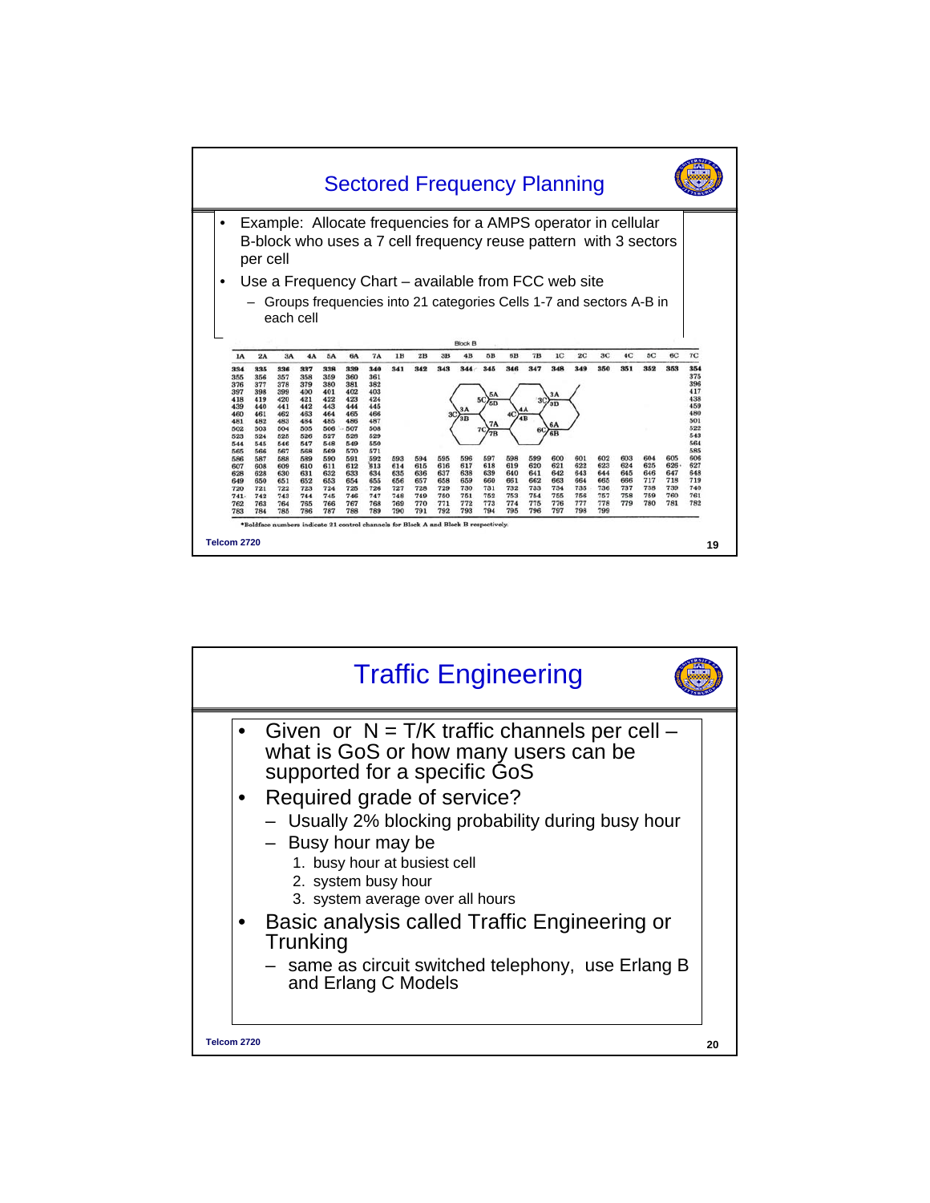# Sectored Frequency Planning

- Example: Allocate frequencies for a AMPS operator in cellular B-block who uses a 7 cell frequency reuse pattern with 3 sectors per cell
- Use a Frequency Chart – available from FCC web site
  - Groups frequencies into 21 categories Cells 1-7 and sectors A-B in each cell

Block B

| 1A | 2A | 3A | 4A | 5A | 6A | 7A | 1B | 2B | 3B | 4B | 5B | 6B | 7B | 1C | 2C | 3C | 4C | 5C | 6C | 7C |
|---|---|---|---|---|---|---|---|---|---|---|---|---|---|---|---|---|---|---|---|---|
| **334** | **335** | **336** | **337** | **338** | **339** | **340** | **341** | **342** | **343** | **344** | **345** | **346** | **347** | **348** | **349** | **350** | **351** | **352** | **353** | **354** |
| 355 | 356 | 357 | 358 | 359 | 360 | 361 | | | | | | | | | | | | | | 375 |
| 376 | 377 | 378 | 379 | 380 | 381 | 382 | | | | | | | | | | | | | | 396 |
| 397 | 398 | 399 | 400 | 401 | 402 | 403 | | | | | | | | | | | | | | 417 |
| 418 | 419 | 420 | 421 | 422 | 423 | 424 | | | | | | | | | | | | | | 438 |
| 439 | 440 | 441 | 442 | 443 | 444 | 445 | | | | | | | | | | | | | | 459 |
| 460 | 461 | 462 | 463 | 464 | 465 | 466 | | | | | | | | | | | | | | 480 |
| 481 | 482 | 483 | 484 | 485 | 486 | 487 | | | | | | | | | | | | | | 501 |
| 502 | 503 | 504 | 505 | 506 | 507 | 508 | | | | | | | | | | | | | | 522 |
| 523 | 524 | 525 | 526 | 527 | 528 | 529 | | | | | | | | | | | | | | 543 |
| 544 | 545 | 546 | 547 | 548 | 549 | 550 | | | | | | | | | | | | | | 564 |
| 565 | 566 | 567 | 568 | 569 | 570 | 571 | | | | | | | | | | | | | | 585 |
| 586 | 587 | 588 | 589 | 590 | 591 | 592 | 593 | 594 | 595 | 596 | 597 | 598 | 599 | 600 | 601 | 602 | 603 | 604 | 605 | 606 |
| 607 | 608 | 609 | 610 | 611 | 612 | 613 | 614 | 615 | 616 | 617 | 618 | 619 | 620 | 621 | 622 | 623 | 624 | 625 | 626 | 627 |
| 628 | 629 | 630 | 631 | 632 | 633 | 634 | 635 | 636 | 637 | 638 | 639 | 640 | 641 | 642 | 643 | 644 | 645 | 646 | 647 | 648 |
| 649 | 650 | 651 | 652 | 653 | 654 | 655 | 656 | 657 | 658 | 659 | 660 | 661 | 662 | 663 | 664 | 665 | 666 | 717 | 718 | 719 |
| 720 | 721 | 722 | 723 | 724 | 725 | 726 | 727 | 728 | 729 | 730 | 731 | 732 | 733 | 734 | 735 | 736 | 737 | 738 | 739 | 740 |
| 741 | 742 | 743 | 744 | 745 | 746 | 747 | 748 | 749 | 750 | 751 | 752 | 753 | 754 | 755 | 756 | 757 | 758 | 759 | 760 | 761 |
| 762 | 763 | 764 | 765 | 766 | 767 | 768 | 769 | 770 | 771 | 772 | 773 | 774 | 775 | 776 | 777 | 778 | 779 | 780 | 781 | 782 |
| 783 | 784 | 785 | 786 | 787 | 788 | 789 | 790 | 791 | 792 | 793 | 794 | 795 | 796 | 797 | 798 | 799 | | | | |

*Boldface numbers indicate 21 control channels for Block A and Block B respectively.

# Traffic Engineering

- Given or N = T/K traffic channels per cell – what is GoS or how many users can be supported for a specific GoS
- Required grade of service?
  - Usually 2% blocking probability during busy hour
  - Busy hour may be
    1. busy hour at busiest cell
    2. system busy hour
    3. system average over all hours
- Basic analysis called Traffic Engineering or Trunking
  - same as circuit switched telephony, use Erlang B and Erlang C Models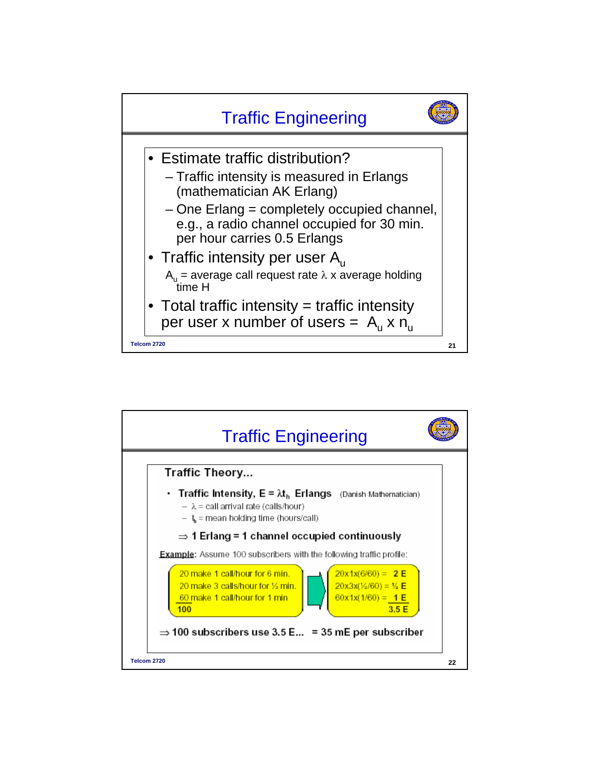## Traffic Engineering

- Estimate traffic distribution?
  - Traffic intensity is measured in Erlangs (mathematician AK Erlang)
  - One Erlang = completely occupied channel, e.g., a radio channel occupied for 30 min. per hour carries 0.5 Erlangs
- Traffic intensity per user $A_u$

  $A_u$ = average call request rate $\lambda$ x average holding time H
- Total traffic intensity = traffic intensity per user x number of users = $A_u \times n_u$

## Traffic Engineering

**Traffic Theory...**

- **Traffic Intensity, $E = \lambda t_h$ Erlangs** (Danish Mathematician)
  - $\lambda$ = call arrival rate (calls/hour)
  - $t_h$ = mean holding time (hours/call)

  $\Rightarrow$ **1 Erlang = 1 channel occupied continuously**

**Example**: Assume 100 subscribers with the following traffic profile:

| Traffic profile | Traffic |
|---|---|
| 20 make 1 call/hour for 6 min. | 20x1x(6/60) = **2 E** |
| 20 make 3 calls/hour for ½ min. | 20x3x(½/60) = **½ E** |
| 60 make 1 call/hour for 1 min | 60x1x(1/60) = **1 E** |
| **100** | **3.5 E** |

$\Rightarrow$ **100 subscribers use 3.5 E... = 35 mE per subscriber**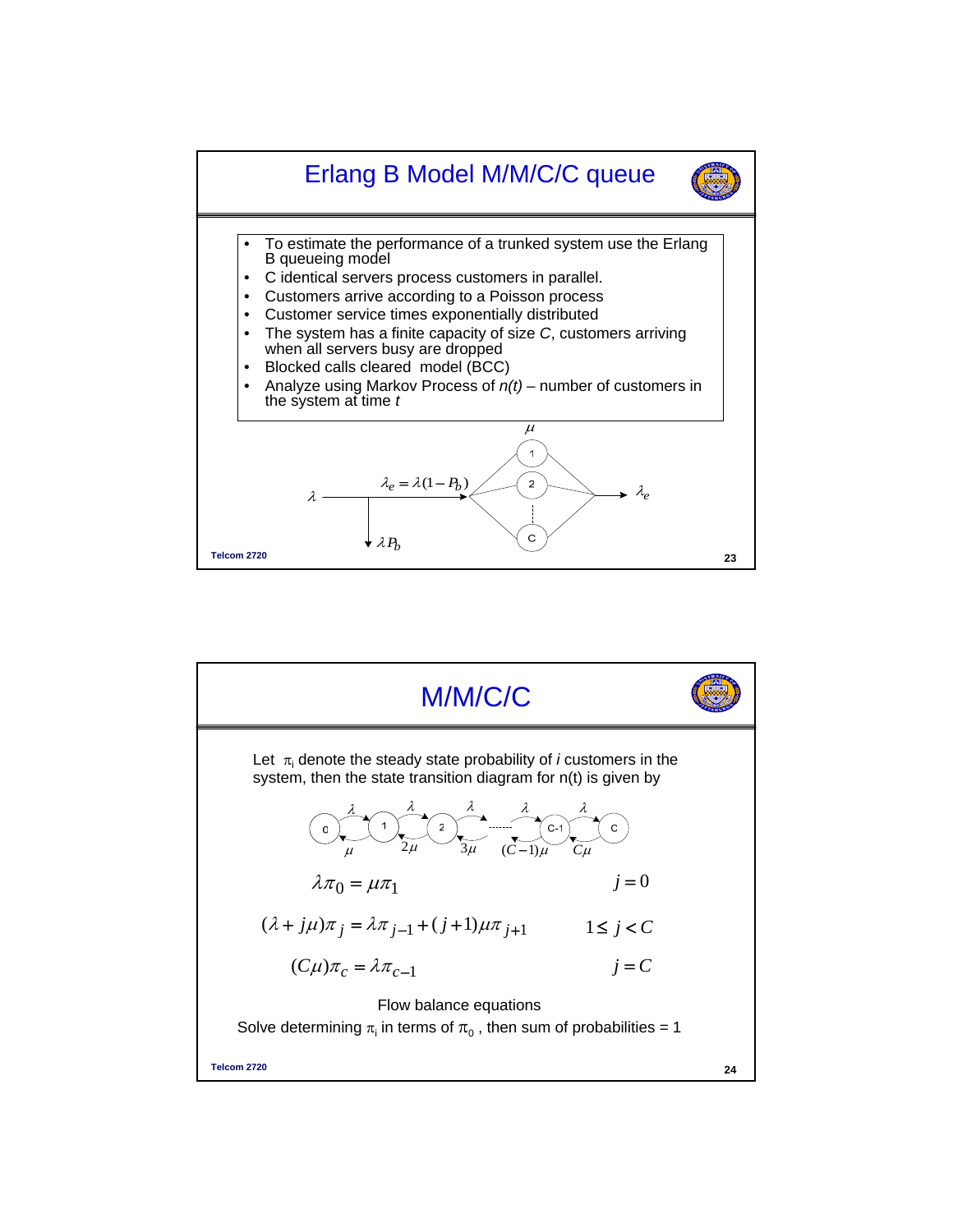# Erlang B Model M/M/C/C queue

- To estimate the performance of a trunked system use the Erlang B queueing model
- C identical servers process customers in parallel.
- Customers arrive according to a Poisson process
- Customer service times exponentially distributed
- The system has a finite capacity of size *C*, customers arriving when all servers busy are dropped
- Blocked calls cleared model (BCC)
- Analyze using Markov Process of *n(t)* – number of customers in the system at time *t*

$\lambda$ → $\lambda_e = \lambda(1 - P_b)$ → servers 1, 2, …, C (each with rate $\mu$) → $\lambda_e$

Dropped: $\lambda P_b$

# M/M/C/C

Let $\pi_i$ denote the steady state probability of *i* customers in the system, then the state transition diagram for n(t) is given by

States 0, 1, 2, …, C-1, C with arrival rate $\lambda$ between each adjacent pair, and departure rates $\mu$, $2\mu$, $3\mu$, …, $(C-1)\mu$, $C\mu$.

$$\lambda \pi_0 = \mu \pi_1 \qquad j = 0$$

$$(\lambda + j\mu)\pi_j = \lambda \pi_{j-1} + (j+1)\mu \pi_{j+1} \qquad 1 \le j < C$$

$$(C\mu)\pi_c = \lambda \pi_{c-1} \qquad j = C$$

Flow balance equations

Solve determining $\pi_i$ in terms of $\pi_0$, then sum of probabilities = 1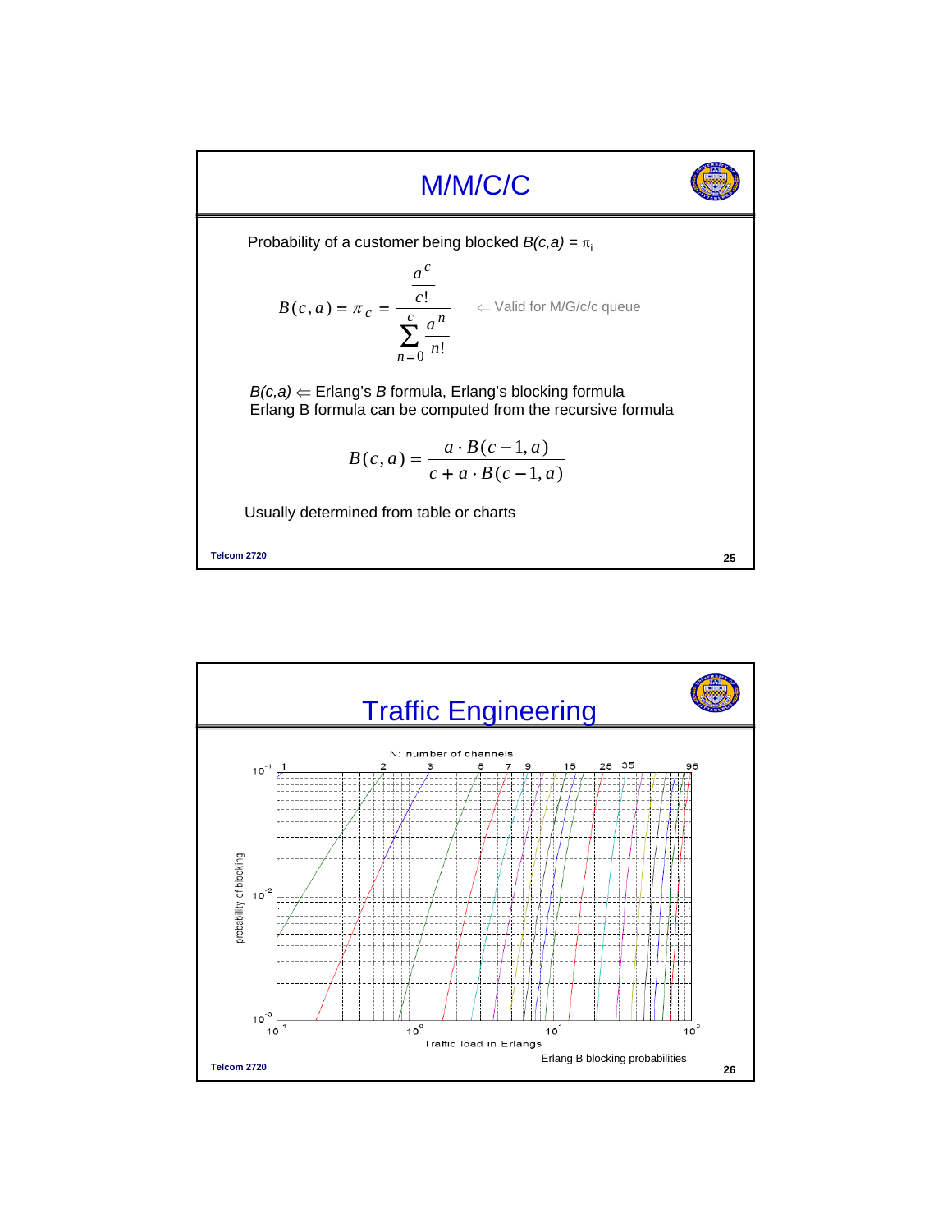# M/M/C/C

Probability of a customer being blocked $B(c,a) = \pi_i$

$$B(c,a) = \pi_c = \frac{\dfrac{a^c}{c!}}{\sum_{n=0}^{c} \dfrac{a^n}{n!}}$$

$\Leftarrow$ Valid for M/G/c/c queue

*B(c,a)* $\Leftarrow$ Erlang's *B* formula, Erlang's blocking formula
Erlang B formula can be computed from the recursive formula

$$B(c,a) = \frac{a \cdot B(c-1,a)}{c + a \cdot B(c-1,a)}$$

Usually determined from table or charts

Telcom 2720

# Traffic Engineering

N: number of channels

1 2 3 5 7 9 15 25 35 95

probability of blocking: $10^{-1}$, $10^{-2}$, $10^{-3}$

Traffic load in Erlangs: $10^{-1}$, $10^{0}$, $10^{1}$, $10^{2}$

Erlang B blocking probabilities

Telcom 2720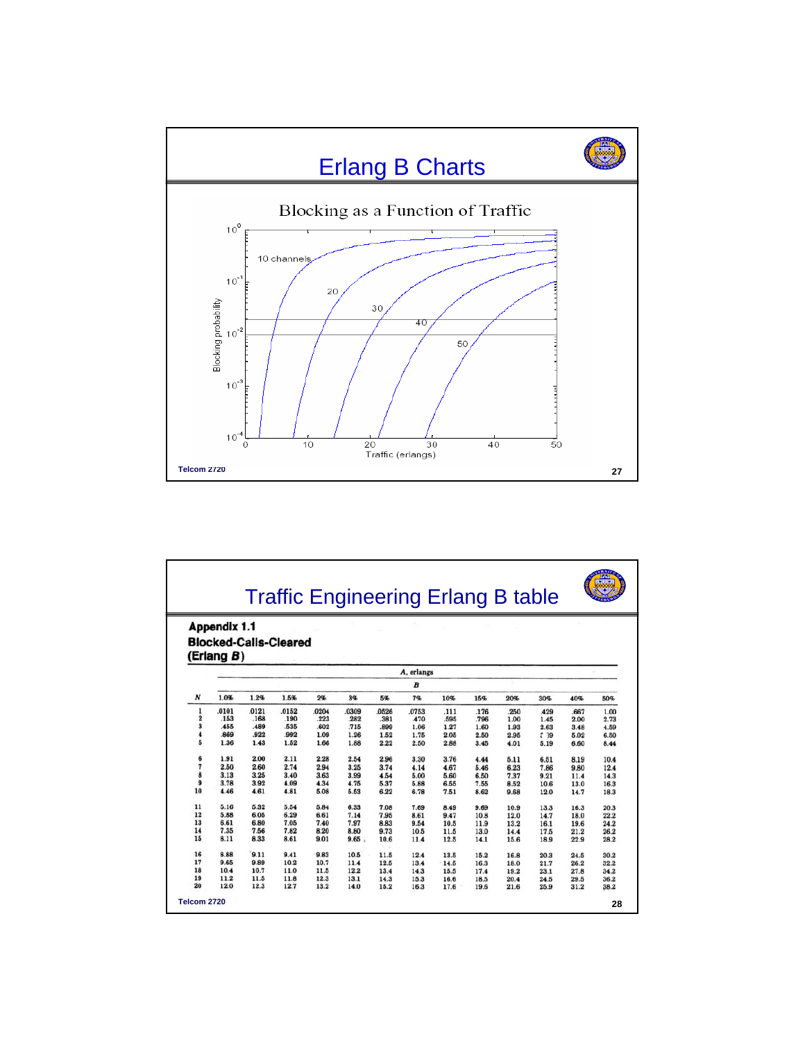# Erlang B Charts

Blocking as a Function of Traffic

# Traffic Engineering Erlang B table

**Appendix 1.1**
**Blocked-Calls-Cleared (Erlang *B*)**

| | A, erlangs | | | | | | | | | | | | |
|---|---|---|---|---|---|---|---|---|---|---|---|---|---|
| | *B* | | | | | | | | | | | | |
| ***N*** | 1.0% | 1.2% | 1.5% | 2% | 3% | 5% | 7% | 10% | 15% | 20% | 30% | 40% | 50% |
| 1 | .0101 | .0121 | .0152 | .0204 | .0309 | .0526 | .0753 | .111 | .176 | .250 | .429 | .667 | 1.00 |
| 2 | .153 | .168 | .190 | .223 | .282 | .381 | .470 | .595 | .796 | 1.00 | 1.45 | 2.00 | 2.73 |
| 3 | .455 | .489 | .535 | .602 | .715 | .899 | 1.06 | 1.27 | 1.60 | 1.93 | 2.63 | 3.48 | 4.59 |
| 4 | .869 | .922 | .992 | 1.09 | 1.26 | 1.52 | 1.75 | 2.05 | 2.50 | 2.95 | 3.89 | 5.02 | 6.50 |
| 5 | 1.36 | 1.43 | 1.52 | 1.66 | 1.88 | 2.22 | 2.50 | 2.88 | 3.45 | 4.01 | 5.19 | 6.60 | 8.44 |
| 6 | 1.91 | 2.00 | 2.11 | 2.28 | 2.54 | 2.96 | 3.30 | 3.76 | 4.44 | 5.11 | 6.51 | 8.19 | 10.4 |
| 7 | 2.50 | 2.60 | 2.74 | 2.94 | 3.25 | 3.74 | 4.14 | 4.67 | 5.46 | 6.23 | 7.86 | 9.80 | 12.4 |
| 8 | 3.13 | 3.25 | 3.40 | 3.63 | 3.99 | 4.54 | 5.00 | 5.60 | 6.50 | 7.37 | 9.21 | 11.4 | 14.3 |
| 9 | 3.78 | 3.92 | 4.09 | 4.34 | 4.75 | 5.37 | 5.88 | 6.55 | 7.55 | 8.52 | 10.6 | 13.0 | 16.3 |
| 10 | 4.46 | 4.61 | 4.81 | 5.08 | 5.53 | 6.22 | 6.78 | 7.51 | 8.62 | 9.68 | 12.0 | 14.7 | 18.3 |
| 11 | 5.16 | 5.32 | 5.54 | 5.84 | 6.33 | 7.08 | 7.69 | 8.49 | 9.69 | 10.9 | 13.3 | 16.3 | 20.3 |
| 12 | 5.88 | 6.05 | 6.29 | 6.61 | 7.14 | 7.95 | 8.61 | 9.47 | 10.8 | 12.0 | 14.7 | 18.0 | 22.2 |
| 13 | 6.61 | 6.80 | 7.05 | 7.40 | 7.97 | 8.83 | 9.54 | 10.5 | 11.9 | 13.2 | 16.1 | 19.6 | 24.2 |
| 14 | 7.35 | 7.56 | 7.82 | 8.20 | 8.80 | 9.73 | 10.5 | 11.5 | 13.0 | 14.4 | 17.5 | 21.2 | 26.2 |
| 15 | 8.11 | 8.33 | 8.61 | 9.01 | 9.65 | 10.6 | 11.4 | 12.5 | 14.1 | 15.6 | 18.9 | 22.9 | 28.2 |
| 16 | 8.88 | 9.11 | 9.41 | 9.83 | 10.5 | 11.5 | 12.4 | 13.5 | 15.2 | 16.8 | 20.3 | 24.5 | 30.2 |
| 17 | 9.65 | 9.89 | 10.2 | 10.7 | 11.4 | 12.5 | 13.4 | 14.5 | 16.3 | 18.0 | 21.7 | 26.2 | 32.2 |
| 18 | 10.4 | 10.7 | 11.0 | 11.5 | 12.2 | 13.4 | 14.3 | 15.5 | 17.4 | 19.2 | 23.1 | 27.8 | 34.2 |
| 19 | 11.2 | 11.5 | 11.8 | 12.3 | 13.1 | 14.3 | 15.3 | 16.6 | 18.5 | 20.4 | 24.5 | 29.5 | 36.2 |
| 20 | 12.0 | 12.3 | 12.7 | 13.2 | 14.0 | 15.2 | 16.3 | 17.6 | 19.6 | 21.6 | 25.9 | 31.2 | 38.2 |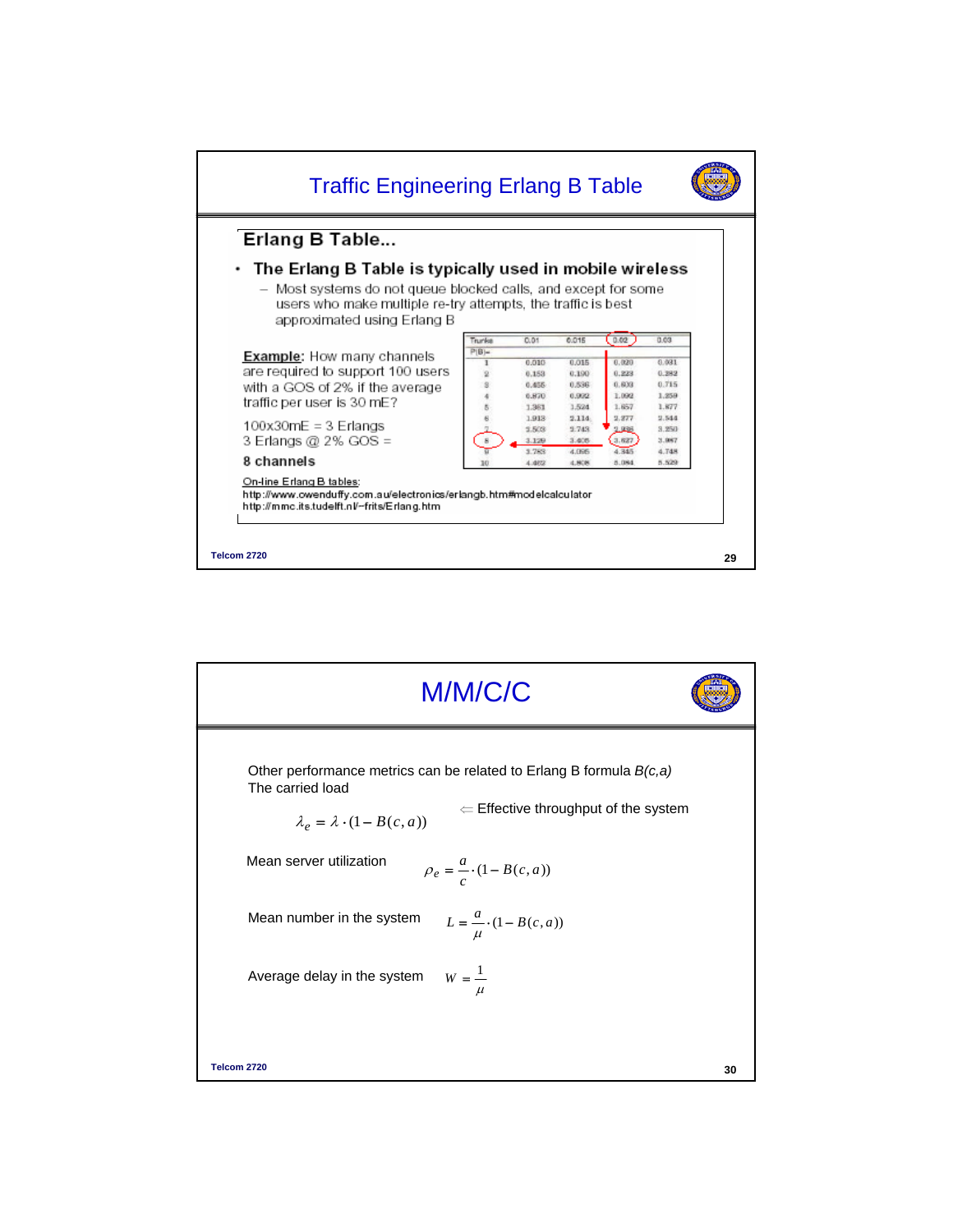## Traffic Engineering Erlang B Table

### Erlang B Table...

- **The Erlang B Table is typically used in mobile wireless**
  - Most systems do not queue blocked calls, and except for some users who make multiple re-try attempts, the traffic is best approximated using Erlang B

Example: How many channels are required to support 100 users with a GOS of 2% if the average traffic per user is 30 mE?

100x30mE = 3 Erlangs
3 Erlangs @ 2% GOS =

**8 channels**

| Trunks P(B)= | 0.01 | 0.015 | 0.02 | 0.03 |
|---|---|---|---|---|
| 1 | 0.010 | 0.015 | 0.020 | 0.031 |
| 2 | 0.153 | 0.190 | 0.223 | 0.282 |
| 3 | 0.455 | 0.536 | 0.603 | 0.715 |
| 4 | 0.870 | 0.992 | 1.092 | 1.259 |
| 5 | 1.361 | 1.524 | 1.657 | 1.877 |
| 6 | 1.913 | 2.114 | 2.277 | 2.544 |
| 7 | 2.503 | 2.743 | 2.938 | 3.250 |
| 8 | 3.129 | 3.405 | 3.627 | 3.987 |
| 9 | 3.783 | 4.095 | 4.345 | 4.748 |
| 10 | 4.462 | 4.808 | 5.084 | 5.529 |

On-line Erlang B tables:
http://www.owenduffy.com.au/electronics/erlangb.htm#modelcalculator
http://mmc.its.tudelft.nl/~frits/Erlang.htm

## M/M/C/C

Other performance metrics can be related to Erlang B formula *B(c,a)*
The carried load

$$\lambda_e = \lambda \cdot (1 - B(c,a))$$

⇐ Effective throughput of the system

Mean server utilization

$$\rho_e = \frac{a}{c} \cdot (1 - B(c,a))$$

Mean number in the system

$$L = \frac{a}{\mu} \cdot (1 - B(c,a))$$

Average delay in the system

$$W = \frac{1}{\mu}$$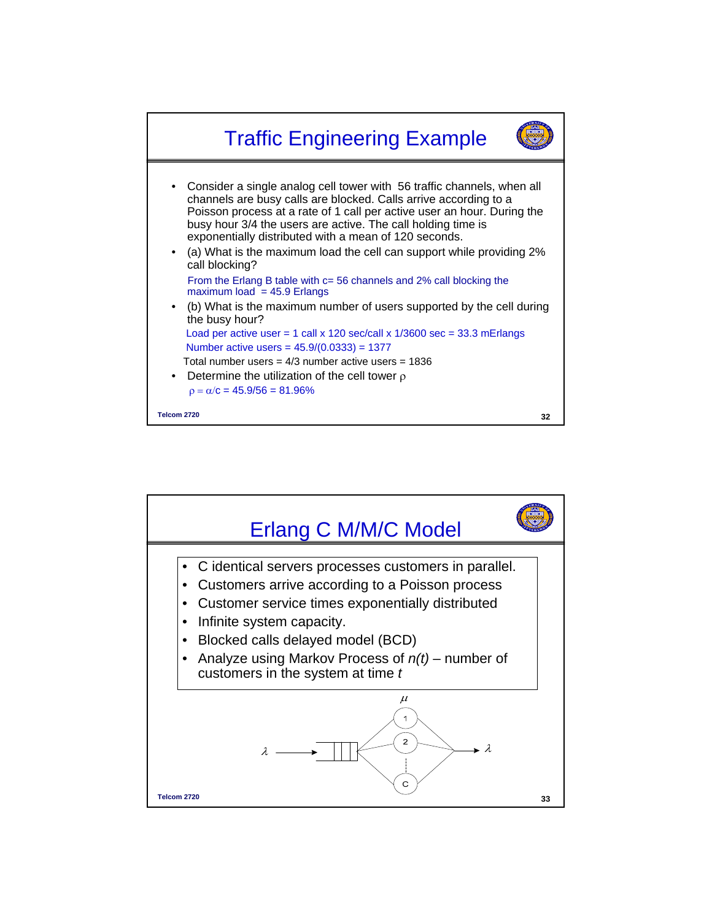# Traffic Engineering Example

- Consider a single analog cell tower with 56 traffic channels, when all channels are busy calls are blocked. Calls arrive according to a Poisson process at a rate of 1 call per active user an hour. During the busy hour 3/4 the users are active. The call holding time is exponentially distributed with a mean of 120 seconds.
- (a) What is the maximum load the cell can support while providing 2% call blocking?

  From the Erlang B table with c= 56 channels and 2% call blocking the maximum load = 45.9 Erlangs
- (b) What is the maximum number of users supported by the cell during the busy hour?

  Load per active user = 1 call x 120 sec/call x 1/3600 sec = 33.3 mErlangs

  Number active users = 45.9/(0.0333) = 1377

  Total number users = 4/3 number active users = 1836
- Determine the utilization of the cell tower $\rho$

  $\rho = \alpha/c = 45.9/56 = 81.96\%$

# Erlang C M/M/C Model

- C identical servers processes customers in parallel.
- Customers arrive according to a Poisson process
- Customer service times exponentially distributed
- Infinite system capacity.
- Blocked calls delayed model (BCD)
- Analyze using Markov Process of *n(t)* – number of customers in the system at time *t*

$\mu$

$\lambda$ → [queue] → servers 1, 2, ..., C → $\lambda$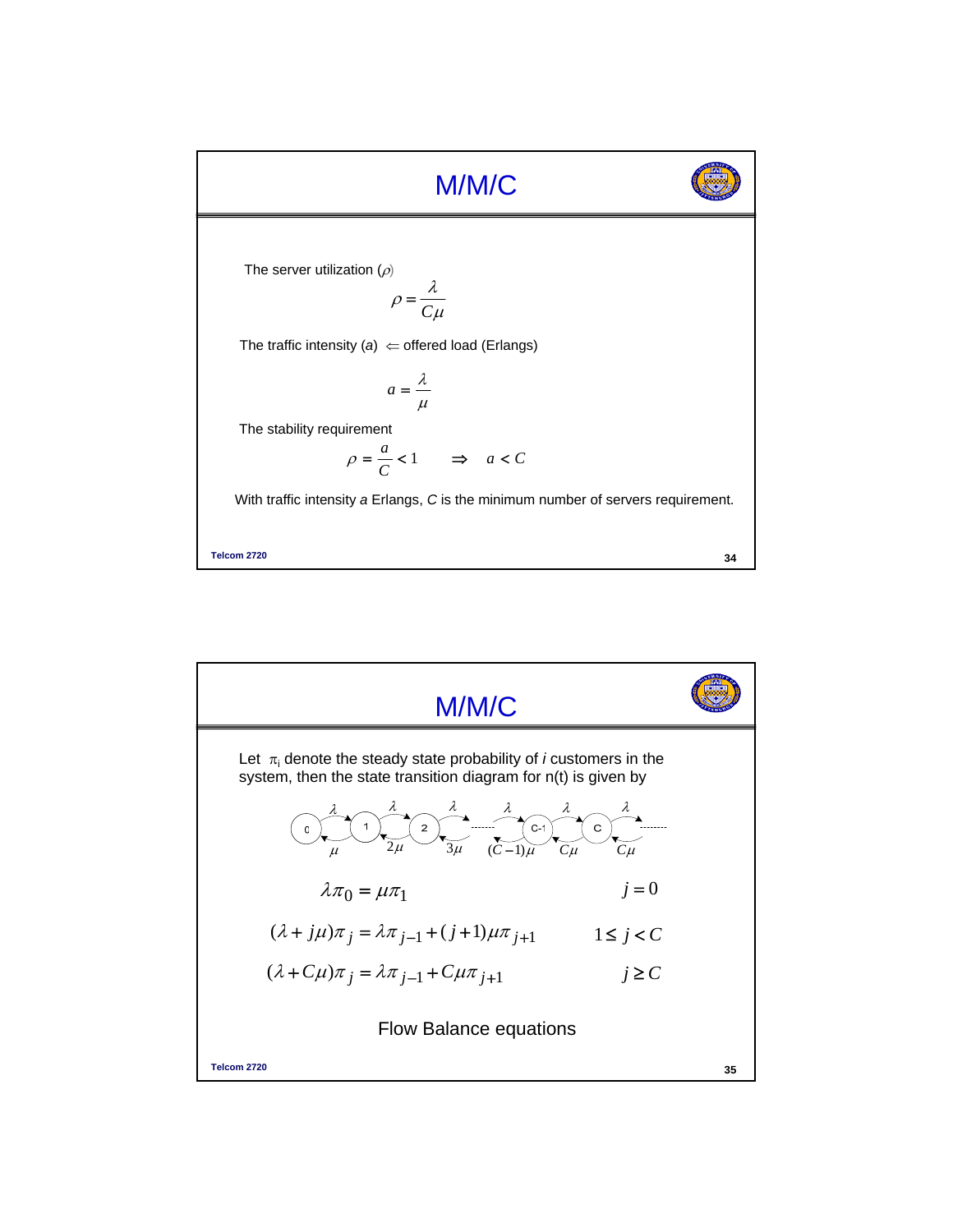# M/M/C

The server utilization ($\rho$)

$$\rho = \frac{\lambda}{C\mu}$$

The traffic intensity ($a$) $\Leftarrow$ offered load (Erlangs)

$$a = \frac{\lambda}{\mu}$$

The stability requirement

$$\rho = \frac{a}{C} < 1 \qquad \Rightarrow \quad a < C$$

With traffic intensity $a$ Erlangs, $C$ is the minimum number of servers requirement.

# M/M/C

Let $\pi_i$ denote the steady state probability of $i$ customers in the system, then the state transition diagram for n(t) is given by

$$\lambda \pi_0 = \mu \pi_1 \qquad\qquad j = 0$$

$$(\lambda + j\mu)\pi_j = \lambda \pi_{j-1} + (j+1)\mu \pi_{j+1} \qquad\qquad 1 \le j < C$$

$$(\lambda + C\mu)\pi_j = \lambda \pi_{j-1} + C\mu \pi_{j+1} \qquad\qquad j \ge C$$

Flow Balance equations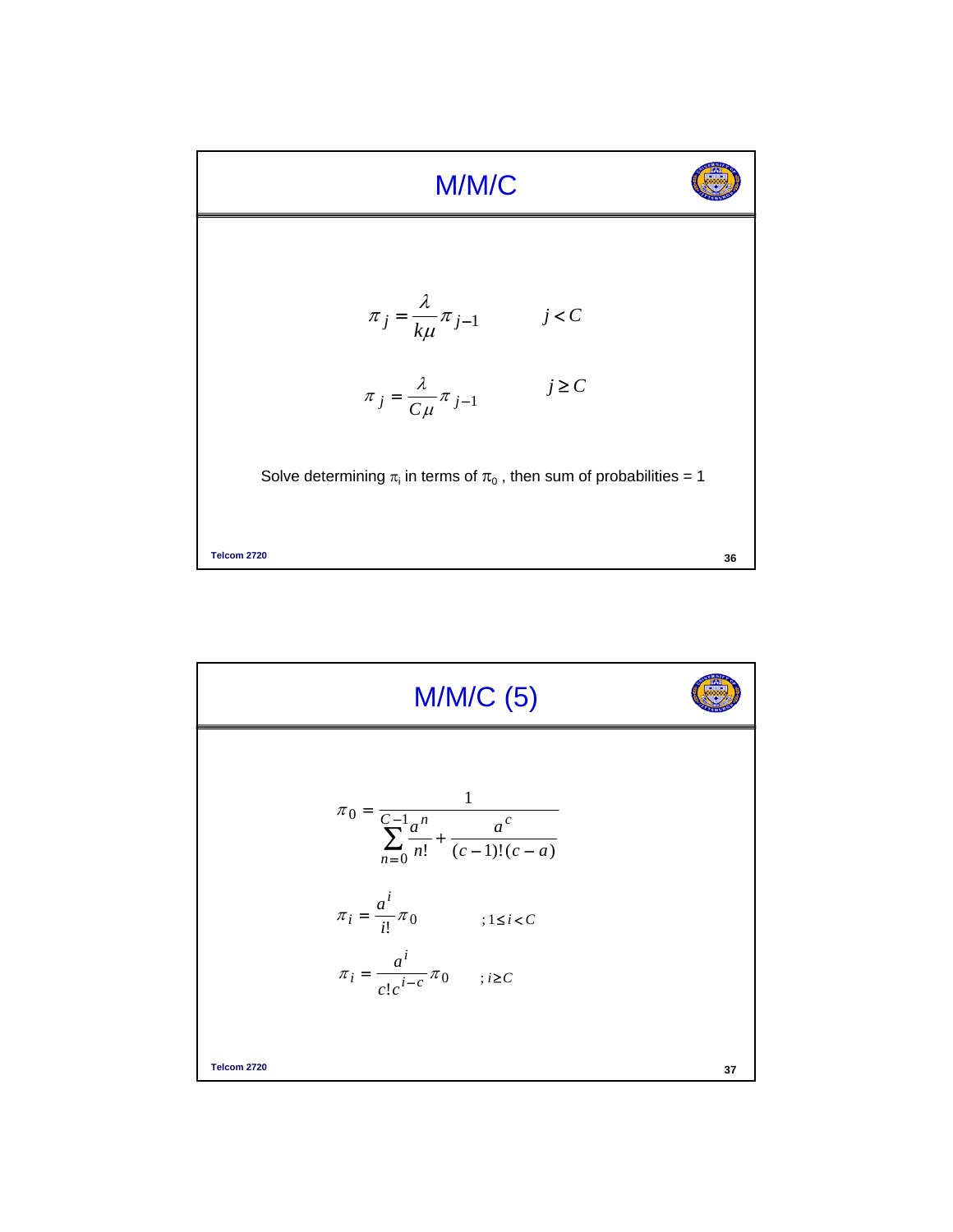# M/M/C

$$\pi_j = \frac{\lambda}{k\mu}\pi_{j-1} \qquad j < C$$

$$\pi_j = \frac{\lambda}{C\mu}\pi_{j-1} \qquad j \geq C$$

Solve determining $\pi_i$ in terms of $\pi_0$ , then sum of probabilities = 1

# M/M/C (5)

$$\pi_0 = \frac{1}{\sum_{n=0}^{C-1}\frac{a^n}{n!} + \frac{a^c}{(c-1)!(c-a)}}$$

$$\pi_i = \frac{a^i}{i!}\pi_0 \qquad ; 1 \leq i < C$$

$$\pi_i = \frac{a^i}{c!c^{i-c}}\pi_0 \qquad ; i \geq C$$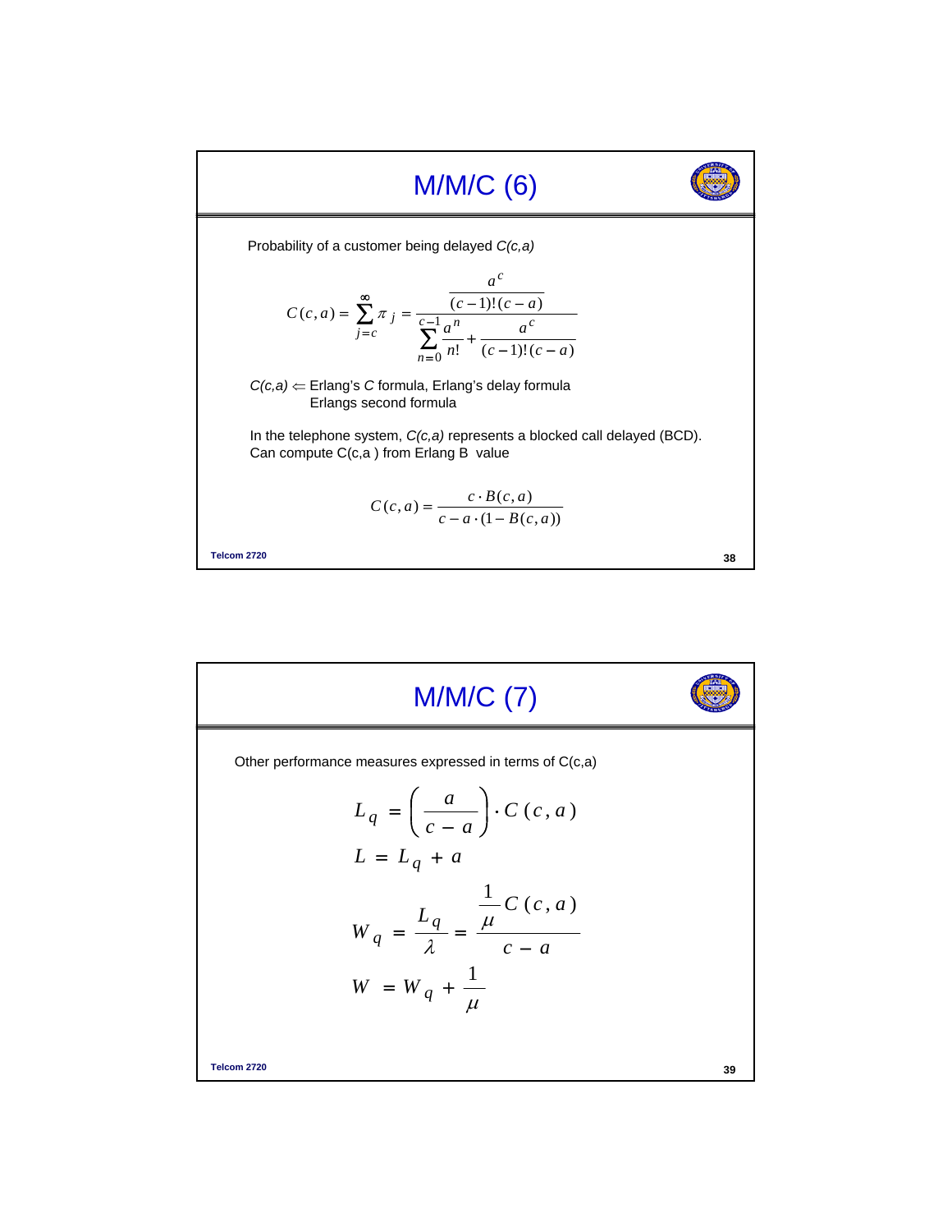# M/M/C (6)

Probability of a customer being delayed *C(c,a)*

$$C(c,a) = \sum_{j=c}^{\infty} \pi_j = \frac{\dfrac{a^c}{(c-1)!(c-a)}}{\displaystyle\sum_{n=0}^{c-1} \frac{a^n}{n!} + \frac{a^c}{(c-1)!(c-a)}}$$

*C(c,a)* ⇐ Erlang's *C* formula, Erlang's delay formula
Erlangs second formula

In the telephone system, *C(c,a)* represents a blocked call delayed (BCD).
Can compute C(c,a ) from Erlang B value

$$C(c,a) = \frac{c \cdot B(c,a)}{c - a \cdot (1 - B(c,a))}$$

# M/M/C (7)

Other performance measures expressed in terms of C(c,a)

$$L_q = \left(\frac{a}{c-a}\right) \cdot C(c,a)$$

$$L = L_q + a$$

$$W_q = \frac{L_q}{\lambda} = \frac{\frac{1}{\mu} C(c,a)}{c-a}$$

$$W = W_q + \frac{1}{\mu}$$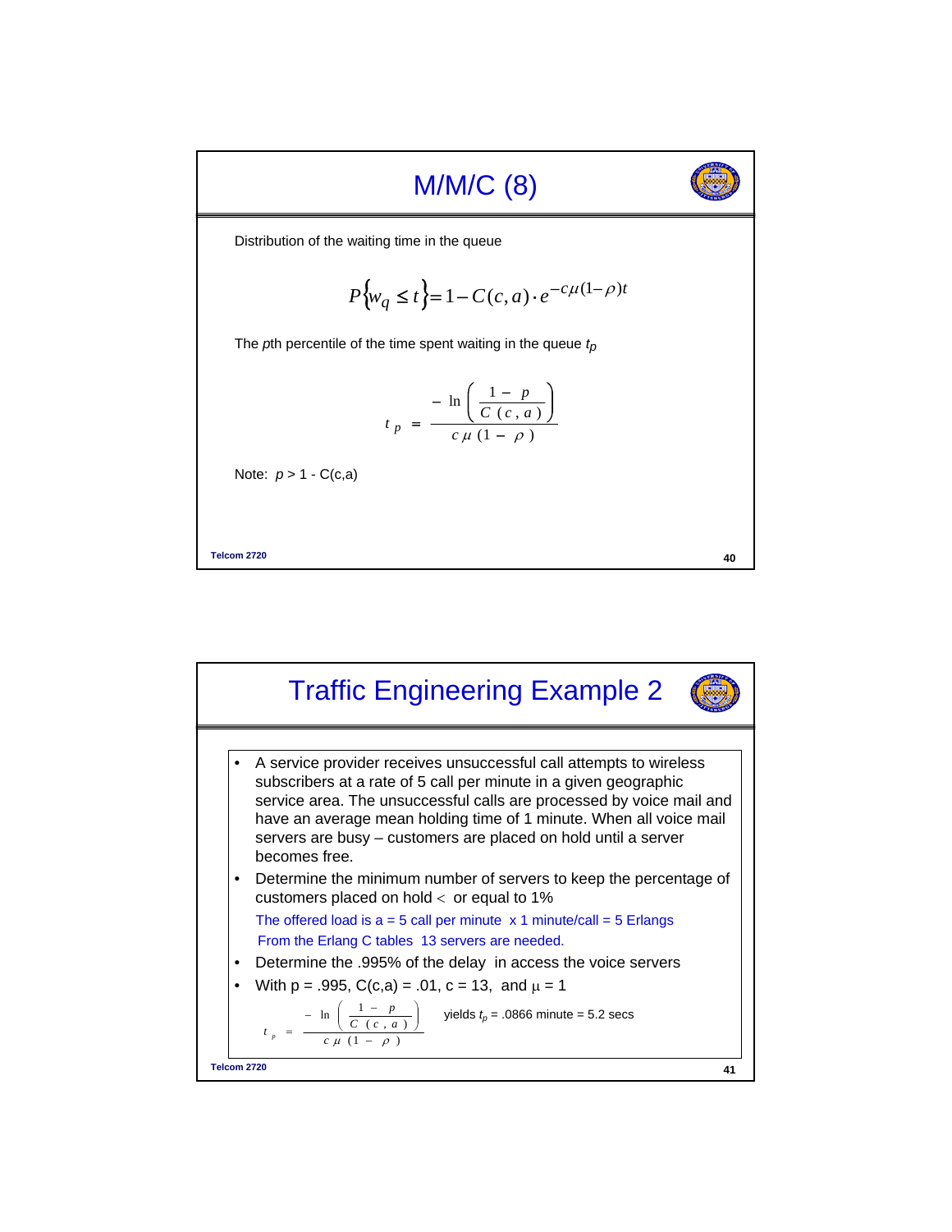# M/M/C (8)

Distribution of the waiting time in the queue

$$P\{w_q \leq t\} = 1 - C(c,a) \cdot e^{-c\mu(1-\rho)t}$$

The *p*th percentile of the time spent waiting in the queue $t_p$

$$t_p = \frac{-\ln\left(\frac{1-p}{C(c,a)}\right)}{c\mu(1-\rho)}$$

Note: $p > 1 - C(c,a)$

# Traffic Engineering Example 2

- A service provider receives unsuccessful call attempts to wireless subscribers at a rate of 5 call per minute in a given geographic service area. The unsuccessful calls are processed by voice mail and have an average mean holding time of 1 minute. When all voice mail servers are busy – customers are placed on hold until a server becomes free.
- Determine the minimum number of servers to keep the percentage of customers placed on hold < or equal to 1%

  The offered load is a = 5 call per minute x 1 minute/call = 5 Erlangs

  From the Erlang C tables 13 servers are needed.
- Determine the .995% of the delay in access the voice servers
- With p = .995, C(c,a) = .01, c = 13, and $\mu = 1$

$$t_p = \frac{-\ln\left(\frac{1-p}{C(c,a)}\right)}{c\mu(1-\rho)}$$

yields $t_p$ = .0866 minute = 5.2 secs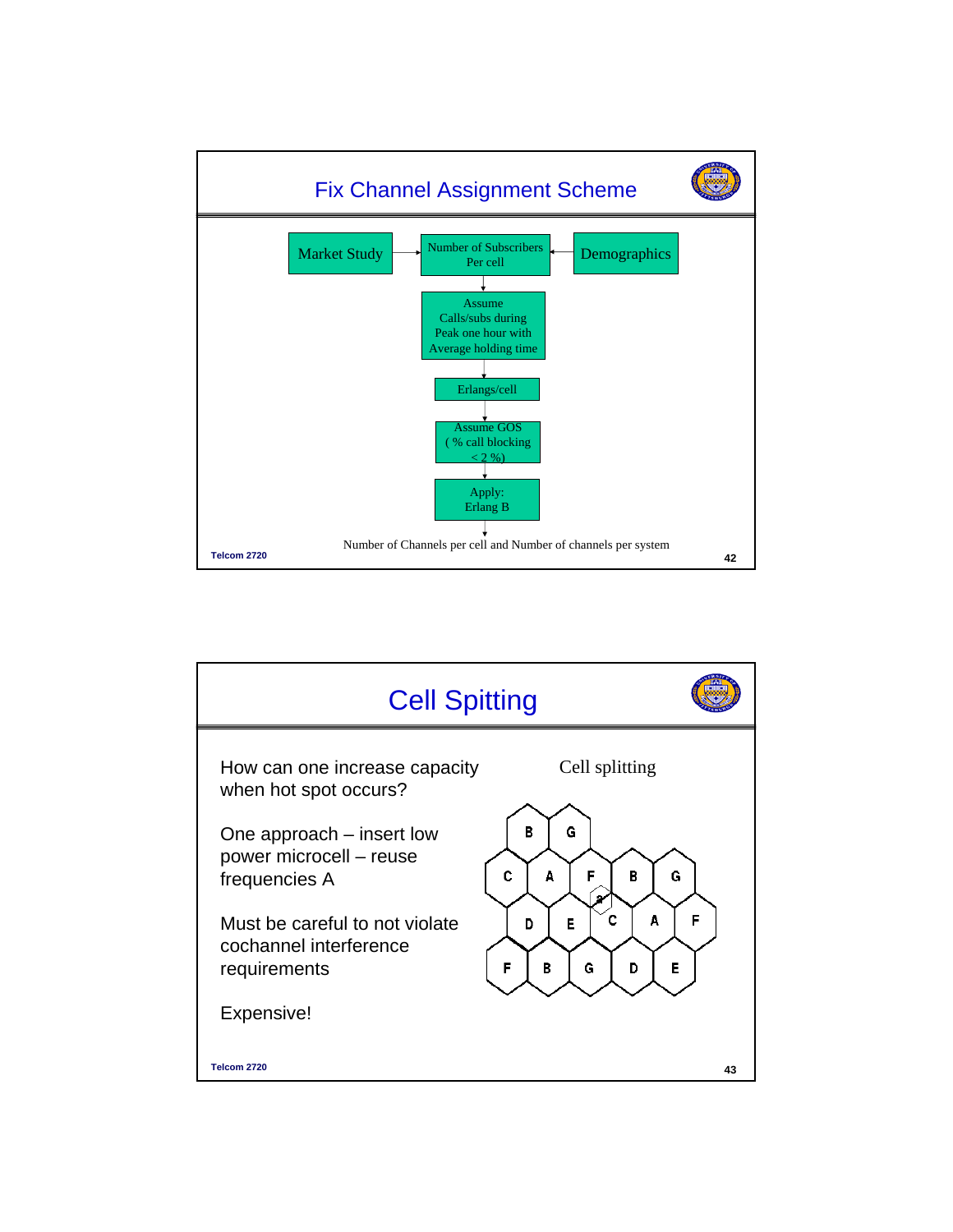## Fix Channel Assignment Scheme

Market Study → Number of Subscribers Per cell ← Demographics

↓

Assume Calls/subs during Peak one hour with Average holding time

↓

Erlangs/cell

↓

Assume GOS (% call blocking < 2 %)

↓

Apply: Erlang B

↓

Number of Channels per cell and Number of channels per system

## Cell Spitting

How can one increase capacity when hot spot occurs?

One approach – insert low power microcell – reuse frequencies A

Must be careful to not violate cochannel interference requirements

Expensive!

Cell splitting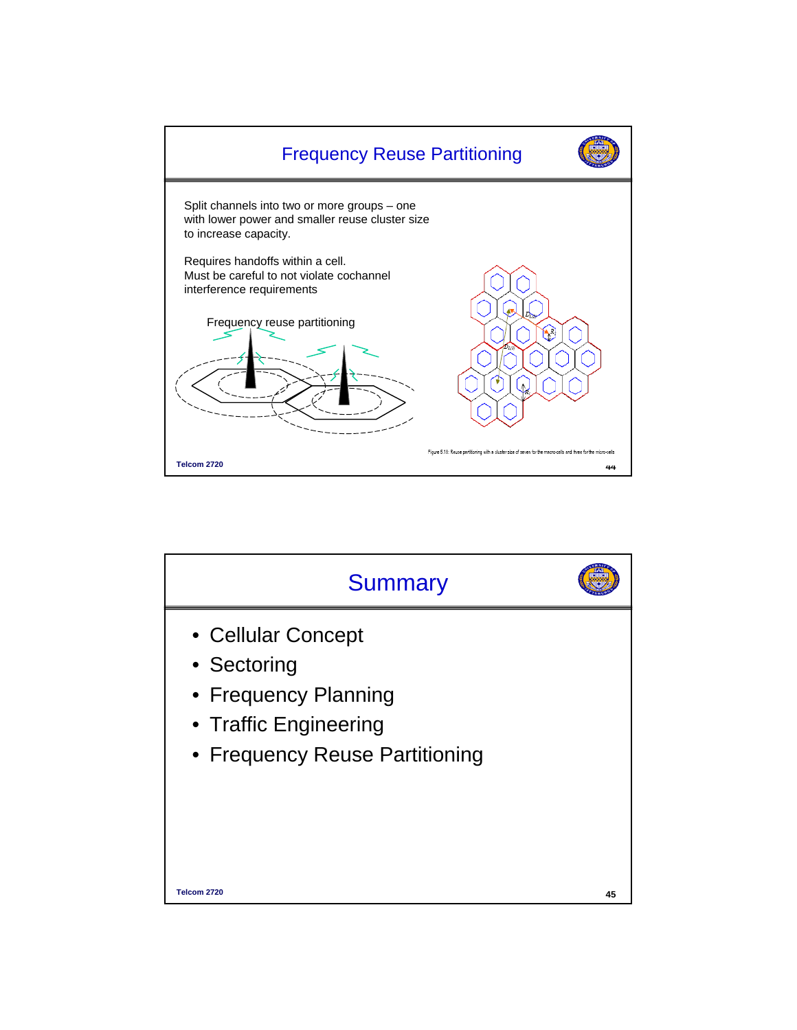## Frequency Reuse Partitioning

Split channels into two or more groups – one with lower power and smaller reuse cluster size to increase capacity.

Requires handoffs within a cell.
Must be careful to not violate cochannel interference requirements

Frequency reuse partitioning

Figure 5.18: Reuse partitioning with a cluster size of seven for the macro-cells and three for the micro-cells

## Summary

- Cellular Concept
- Sectoring
- Frequency Planning
- Traffic Engineering
- Frequency Reuse Partitioning